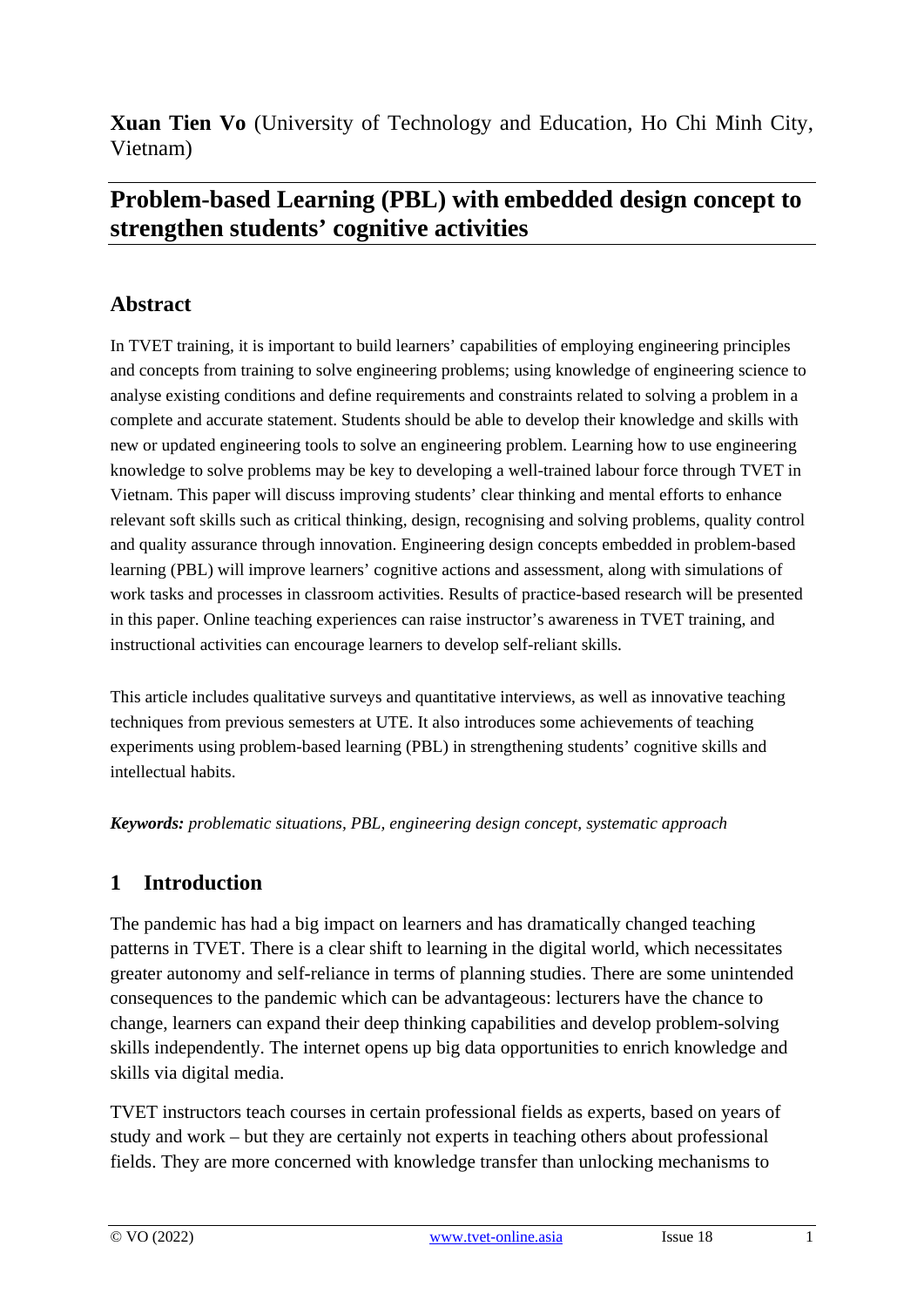**Xuan Tien Vo** (University of Technology and Education, Ho Chi Minh City, Vietnam)

# Problem-based Learning (PBL) with embedded design concept to strengthen students' cognitive activities

## Abstract

In TVET training, it is important to build learners' capabilities of employing engineering principles and concepts from training to solve engineering problems; using knowledge of engineering science to analyse existing conditions and define requirements and constraints related to solving a problem in a complete and accurate statement. Students should be able to develop their knowledge and skills with new or updated engineering tools to solve an engineering problem. Learning how to use engineering knowledge to solve problems may be key to developing a well-trained labour force through TVET in Vietnam. This paper will discuss improving students' clear thinking and mental efforts to enhance relevant soft skills such as critical thinking, design, recognising and solving problems, quality control and quality assurance through innovation. Engineering design concepts embedded in problem-based learning (PBL) will improve learners' cognitive actions and assessment, along with simulations of work tasks and processes in classroom activities. Results of practice-based research will be presented in this paper. Online teaching experiences can raise instructor's awareness in TVET training, and instructional activities can encourage learners to develop self-reliant skills.

This article includes qualitative surveys and quantitative interviews, as well as innovative teaching techniques from previous semesters at UTE. It also introduces some achievements of teaching experiments using problem-based learning (PBL) in strengthening students' cognitive skills and intellectual habits.

***Keywords:*** *problematic situations, PBL, engineering design concept, systematic approach*

## 1 Introduction

The pandemic has had a big impact on learners and has dramatically changed teaching patterns in TVET. There is a clear shift to learning in the digital world, which necessitates greater autonomy and self-reliance in terms of planning studies. There are some unintended consequences to the pandemic which can be advantageous: lecturers have the chance to change, learners can expand their deep thinking capabilities and develop problem-solving skills independently. The internet opens up big data opportunities to enrich knowledge and skills via digital media.

TVET instructors teach courses in certain professional fields as experts, based on years of study and work – but they are certainly not experts in teaching others about professional fields. They are more concerned with knowledge transfer than unlocking mechanisms to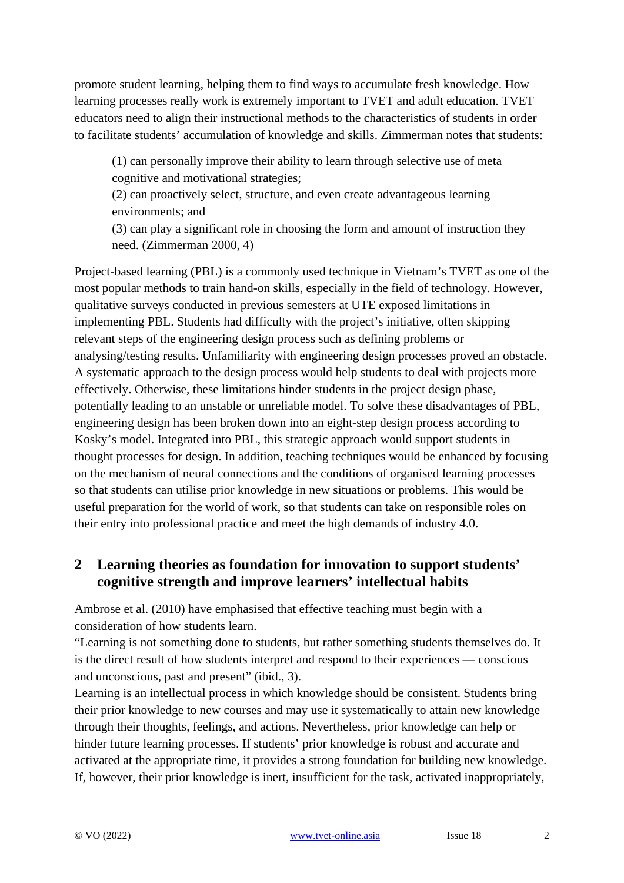promote student learning, helping them to find ways to accumulate fresh knowledge. How learning processes really work is extremely important to TVET and adult education. TVET educators need to align their instructional methods to the characteristics of students in order to facilitate students' accumulation of knowledge and skills. Zimmerman notes that students:

> (1) can personally improve their ability to learn through selective use of meta cognitive and motivational strategies;
> (2) can proactively select, structure, and even create advantageous learning environments; and
> (3) can play a significant role in choosing the form and amount of instruction they need. (Zimmerman 2000, 4)

Project-based learning (PBL) is a commonly used technique in Vietnam's TVET as one of the most popular methods to train hand-on skills, especially in the field of technology. However, qualitative surveys conducted in previous semesters at UTE exposed limitations in implementing PBL. Students had difficulty with the project's initiative, often skipping relevant steps of the engineering design process such as defining problems or analysing/testing results. Unfamiliarity with engineering design processes proved an obstacle. A systematic approach to the design process would help students to deal with projects more effectively. Otherwise, these limitations hinder students in the project design phase, potentially leading to an unstable or unreliable model. To solve these disadvantages of PBL, engineering design has been broken down into an eight-step design process according to Kosky's model. Integrated into PBL, this strategic approach would support students in thought processes for design. In addition, teaching techniques would be enhanced by focusing on the mechanism of neural connections and the conditions of organised learning processes so that students can utilise prior knowledge in new situations or problems. This would be useful preparation for the world of work, so that students can take on responsible roles on their entry into professional practice and meet the high demands of industry 4.0.

## 2 Learning theories as foundation for innovation to support students' cognitive strength and improve learners' intellectual habits

Ambrose et al. (2010) have emphasised that effective teaching must begin with a consideration of how students learn.

"Learning is not something done to students, but rather something students themselves do. It is the direct result of how students interpret and respond to their experiences — conscious and unconscious, past and present" (ibid., 3).

Learning is an intellectual process in which knowledge should be consistent. Students bring their prior knowledge to new courses and may use it systematically to attain new knowledge through their thoughts, feelings, and actions. Nevertheless, prior knowledge can help or hinder future learning processes. If students' prior knowledge is robust and accurate and activated at the appropriate time, it provides a strong foundation for building new knowledge. If, however, their prior knowledge is inert, insufficient for the task, activated inappropriately,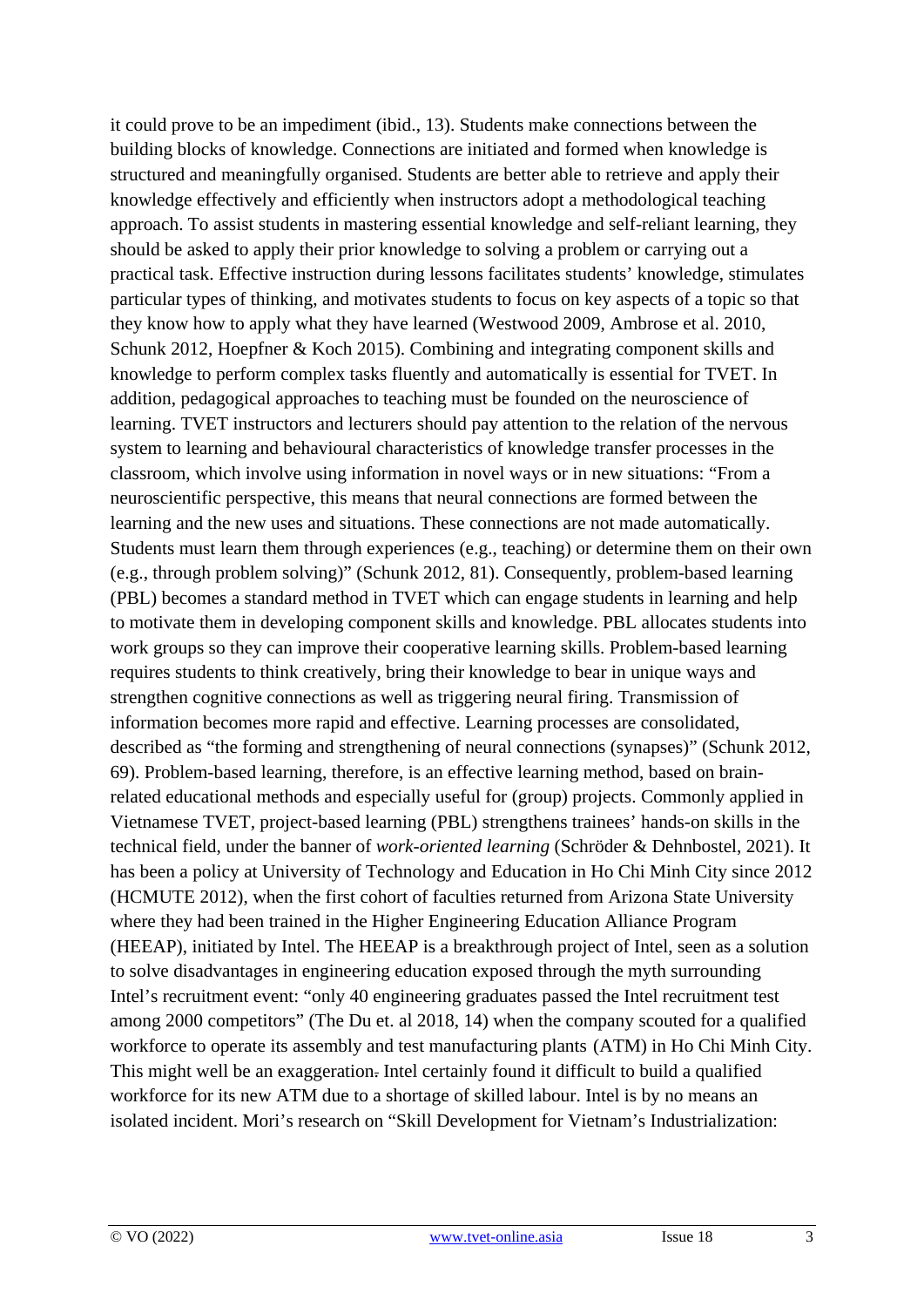it could prove to be an impediment (ibid., 13). Students make connections between the building blocks of knowledge. Connections are initiated and formed when knowledge is structured and meaningfully organised. Students are better able to retrieve and apply their knowledge effectively and efficiently when instructors adopt a methodological teaching approach. To assist students in mastering essential knowledge and self-reliant learning, they should be asked to apply their prior knowledge to solving a problem or carrying out a practical task. Effective instruction during lessons facilitates students' knowledge, stimulates particular types of thinking, and motivates students to focus on key aspects of a topic so that they know how to apply what they have learned (Westwood 2009, Ambrose et al. 2010, Schunk 2012, Hoepfner & Koch 2015). Combining and integrating component skills and knowledge to perform complex tasks fluently and automatically is essential for TVET. In addition, pedagogical approaches to teaching must be founded on the neuroscience of learning. TVET instructors and lecturers should pay attention to the relation of the nervous system to learning and behavioural characteristics of knowledge transfer processes in the classroom, which involve using information in novel ways or in new situations: "From a neuroscientific perspective, this means that neural connections are formed between the learning and the new uses and situations. These connections are not made automatically. Students must learn them through experiences (e.g., teaching) or determine them on their own (e.g., through problem solving)" (Schunk 2012, 81). Consequently, problem-based learning (PBL) becomes a standard method in TVET which can engage students in learning and help to motivate them in developing component skills and knowledge. PBL allocates students into work groups so they can improve their cooperative learning skills. Problem-based learning requires students to think creatively, bring their knowledge to bear in unique ways and strengthen cognitive connections as well as triggering neural firing. Transmission of information becomes more rapid and effective. Learning processes are consolidated, described as "the forming and strengthening of neural connections (synapses)" (Schunk 2012, 69). Problem-based learning, therefore, is an effective learning method, based on brain-related educational methods and especially useful for (group) projects. Commonly applied in Vietnamese TVET, project-based learning (PBL) strengthens trainees' hands-on skills in the technical field, under the banner of *work-oriented learning* (Schröder & Dehnbostel, 2021). It has been a policy at University of Technology and Education in Ho Chi Minh City since 2012 (HCMUTE 2012), when the first cohort of faculties returned from Arizona State University where they had been trained in the Higher Engineering Education Alliance Program (HEEAP), initiated by Intel. The HEEAP is a breakthrough project of Intel, seen as a solution to solve disadvantages in engineering education exposed through the myth surrounding Intel's recruitment event: "only 40 engineering graduates passed the Intel recruitment test among 2000 competitors" (The Du et. al 2018, 14) when the company scouted for a qualified workforce to operate its assembly and test manufacturing plants (ATM) in Ho Chi Minh City. This might well be an exaggeration. Intel certainly found it difficult to build a qualified workforce for its new ATM due to a shortage of skilled labour. Intel is by no means an isolated incident. Mori's research on "Skill Development for Vietnam's Industrialization: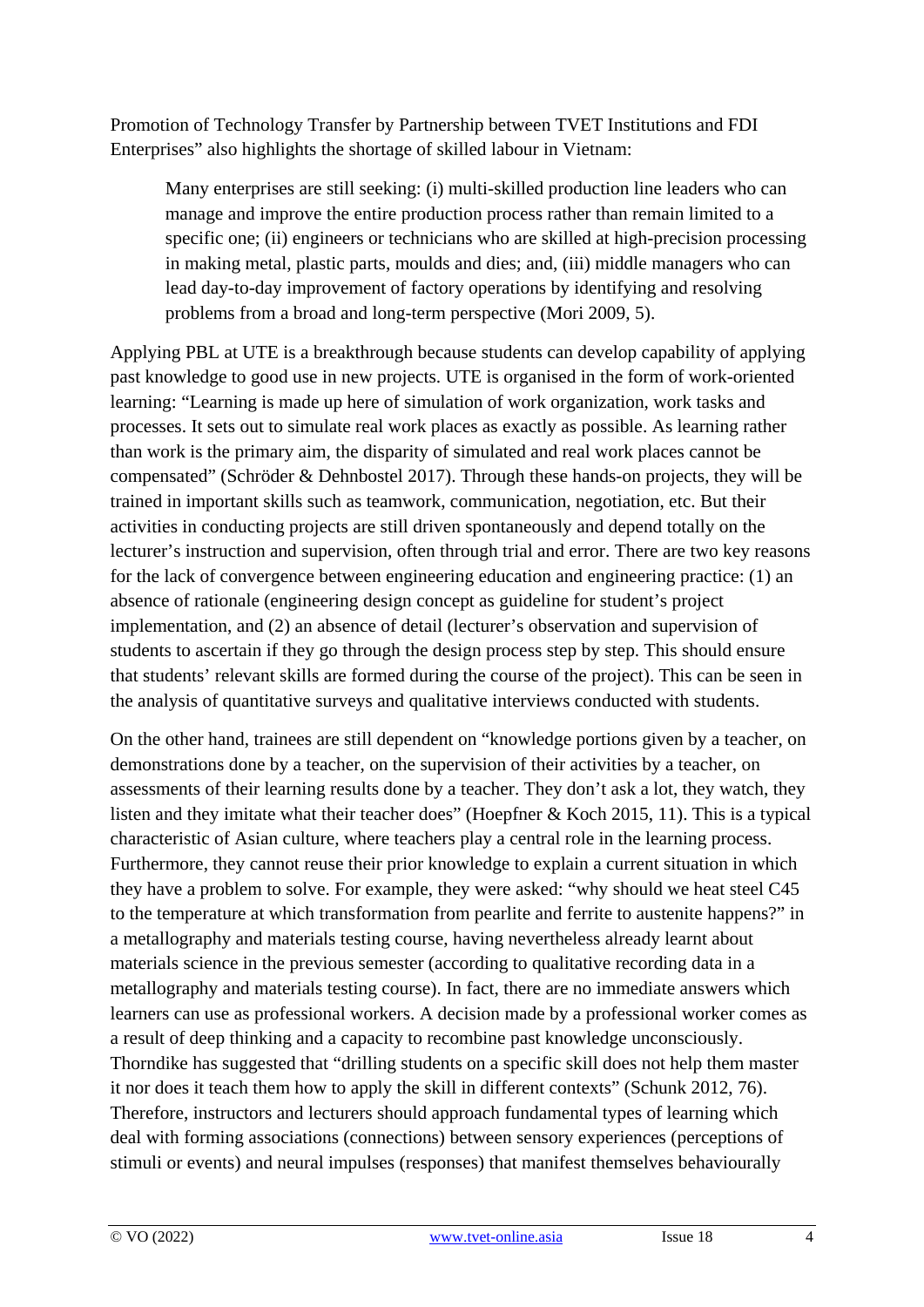Promotion of Technology Transfer by Partnership between TVET Institutions and FDI Enterprises" also highlights the shortage of skilled labour in Vietnam:

> Many enterprises are still seeking: (i) multi-skilled production line leaders who can manage and improve the entire production process rather than remain limited to a specific one; (ii) engineers or technicians who are skilled at high-precision processing in making metal, plastic parts, moulds and dies; and, (iii) middle managers who can lead day-to-day improvement of factory operations by identifying and resolving problems from a broad and long-term perspective (Mori 2009, 5).

Applying PBL at UTE is a breakthrough because students can develop capability of applying past knowledge to good use in new projects. UTE is organised in the form of work-oriented learning: "Learning is made up here of simulation of work organization, work tasks and processes. It sets out to simulate real work places as exactly as possible. As learning rather than work is the primary aim, the disparity of simulated and real work places cannot be compensated" (Schröder & Dehnbostel 2017). Through these hands-on projects, they will be trained in important skills such as teamwork, communication, negotiation, etc. But their activities in conducting projects are still driven spontaneously and depend totally on the lecturer's instruction and supervision, often through trial and error. There are two key reasons for the lack of convergence between engineering education and engineering practice: (1) an absence of rationale (engineering design concept as guideline for student's project implementation, and (2) an absence of detail (lecturer's observation and supervision of students to ascertain if they go through the design process step by step. This should ensure that students' relevant skills are formed during the course of the project). This can be seen in the analysis of quantitative surveys and qualitative interviews conducted with students.

On the other hand, trainees are still dependent on "knowledge portions given by a teacher, on demonstrations done by a teacher, on the supervision of their activities by a teacher, on assessments of their learning results done by a teacher. They don't ask a lot, they watch, they listen and they imitate what their teacher does" (Hoepfner & Koch 2015, 11). This is a typical characteristic of Asian culture, where teachers play a central role in the learning process. Furthermore, they cannot reuse their prior knowledge to explain a current situation in which they have a problem to solve. For example, they were asked: "why should we heat steel C45 to the temperature at which transformation from pearlite and ferrite to austenite happens?" in a metallography and materials testing course, having nevertheless already learnt about materials science in the previous semester (according to qualitative recording data in a metallography and materials testing course). In fact, there are no immediate answers which learners can use as professional workers. A decision made by a professional worker comes as a result of deep thinking and a capacity to recombine past knowledge unconsciously. Thorndike has suggested that "drilling students on a specific skill does not help them master it nor does it teach them how to apply the skill in different contexts" (Schunk 2012, 76). Therefore, instructors and lecturers should approach fundamental types of learning which deal with forming associations (connections) between sensory experiences (perceptions of stimuli or events) and neural impulses (responses) that manifest themselves behaviourally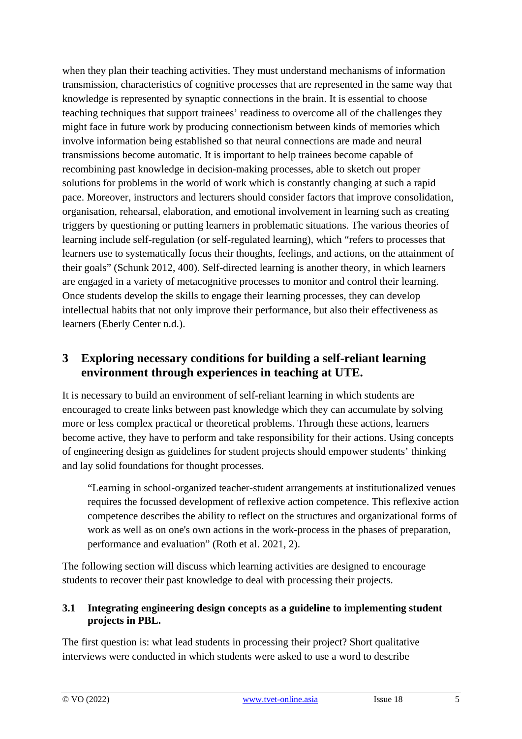when they plan their teaching activities. They must understand mechanisms of information transmission, characteristics of cognitive processes that are represented in the same way that knowledge is represented by synaptic connections in the brain. It is essential to choose teaching techniques that support trainees' readiness to overcome all of the challenges they might face in future work by producing connectionism between kinds of memories which involve information being established so that neural connections are made and neural transmissions become automatic. It is important to help trainees become capable of recombining past knowledge in decision-making processes, able to sketch out proper solutions for problems in the world of work which is constantly changing at such a rapid pace. Moreover, instructors and lecturers should consider factors that improve consolidation, organisation, rehearsal, elaboration, and emotional involvement in learning such as creating triggers by questioning or putting learners in problematic situations. The various theories of learning include self-regulation (or self-regulated learning), which "refers to processes that learners use to systematically focus their thoughts, feelings, and actions, on the attainment of their goals" (Schunk 2012, 400). Self-directed learning is another theory, in which learners are engaged in a variety of metacognitive processes to monitor and control their learning. Once students develop the skills to engage their learning processes, they can develop intellectual habits that not only improve their performance, but also their effectiveness as learners (Eberly Center n.d.).

## 3 Exploring necessary conditions for building a self-reliant learning environment through experiences in teaching at UTE.

It is necessary to build an environment of self-reliant learning in which students are encouraged to create links between past knowledge which they can accumulate by solving more or less complex practical or theoretical problems. Through these actions, learners become active, they have to perform and take responsibility for their actions. Using concepts of engineering design as guidelines for student projects should empower students' thinking and lay solid foundations for thought processes.

> "Learning in school-organized teacher-student arrangements at institutionalized venues requires the focussed development of reflexive action competence. This reflexive action competence describes the ability to reflect on the structures and organizational forms of work as well as on one's own actions in the work-process in the phases of preparation, performance and evaluation" (Roth et al. 2021, 2).

The following section will discuss which learning activities are designed to encourage students to recover their past knowledge to deal with processing their projects.

### 3.1 Integrating engineering design concepts as a guideline to implementing student projects in PBL.

The first question is: what lead students in processing their project? Short qualitative interviews were conducted in which students were asked to use a word to describe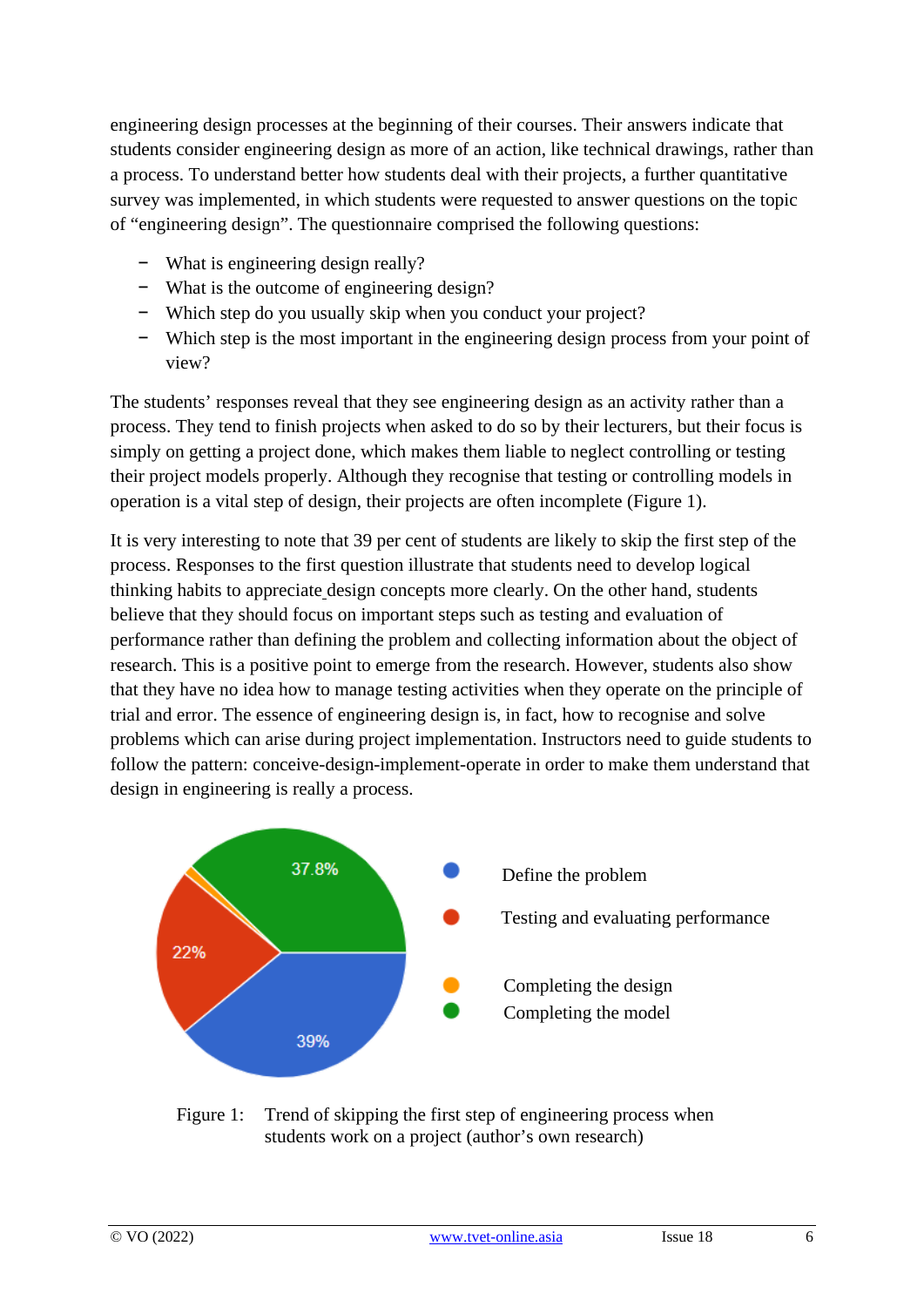engineering design processes at the beginning of their courses. Their answers indicate that students consider engineering design as more of an action, like technical drawings, rather than a process. To understand better how students deal with their projects, a further quantitative survey was implemented, in which students were requested to answer questions on the topic of “engineering design”. The questionnaire comprised the following questions:

- What is engineering design really?
- What is the outcome of engineering design?
- Which step do you usually skip when you conduct your project?
- Which step is the most important in the engineering design process from your point of view?

The students’ responses reveal that they see engineering design as an activity rather than a process. They tend to finish projects when asked to do so by their lecturers, but their focus is simply on getting a project done, which makes them liable to neglect controlling or testing their project models properly. Although they recognise that testing or controlling models in operation is a vital step of design, their projects are often incomplete (Figure 1).

It is very interesting to note that 39 per cent of students are likely to skip the first step of the process. Responses to the first question illustrate that students need to develop logical thinking habits to appreciate design concepts more clearly. On the other hand, students believe that they should focus on important steps such as testing and evaluation of performance rather than defining the problem and collecting information about the object of research. This is a positive point to emerge from the research. However, students also show that they have no idea how to manage testing activities when they operate on the principle of trial and error. The essence of engineering design is, in fact, how to recognise and solve problems which can arise during project implementation. Instructors need to guide students to follow the pattern: conceive-design-implement-operate in order to make them understand that design in engineering is really a process.

| Step | Percentage |
|---|---|
| Define the problem | 39% |
| Testing and evaluating performance | 22% |
| Completing the design | |
| Completing the model | 37.8% |

Figure 1: Trend of skipping the first step of engineering process when students work on a project (author’s own research)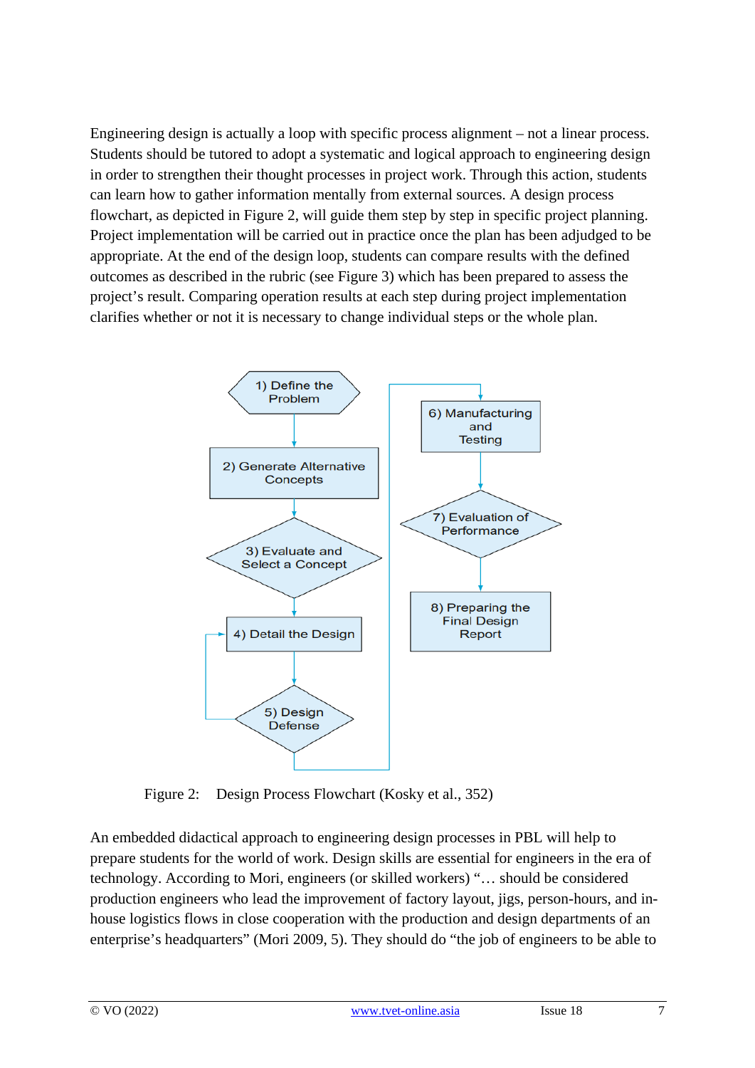Engineering design is actually a loop with specific process alignment – not a linear process. Students should be tutored to adopt a systematic and logical approach to engineering design in order to strengthen their thought processes in project work. Through this action, students can learn how to gather information mentally from external sources. A design process flowchart, as depicted in Figure 2, will guide them step by step in specific project planning. Project implementation will be carried out in practice once the plan has been adjudged to be appropriate. At the end of the design loop, students can compare results with the defined outcomes as described in the rubric (see Figure 3) which has been prepared to assess the project's result. Comparing operation results at each step during project implementation clarifies whether or not it is necessary to change individual steps or the whole plan.

1) Define the Problem

2) Generate Alternative Concepts

3) Evaluate and Select a Concept

4) Detail the Design

5) Design Defense

6) Manufacturing and Testing

7) Evaluation of Performance

8) Preparing the Final Design Report

Figure 2: Design Process Flowchart (Kosky et al., 352)

An embedded didactical approach to engineering design processes in PBL will help to prepare students for the world of work. Design skills are essential for engineers in the era of technology. According to Mori, engineers (or skilled workers) "… should be considered production engineers who lead the improvement of factory layout, jigs, person-hours, and in-house logistics flows in close cooperation with the production and design departments of an enterprise's headquarters" (Mori 2009, 5). They should do "the job of engineers to be able to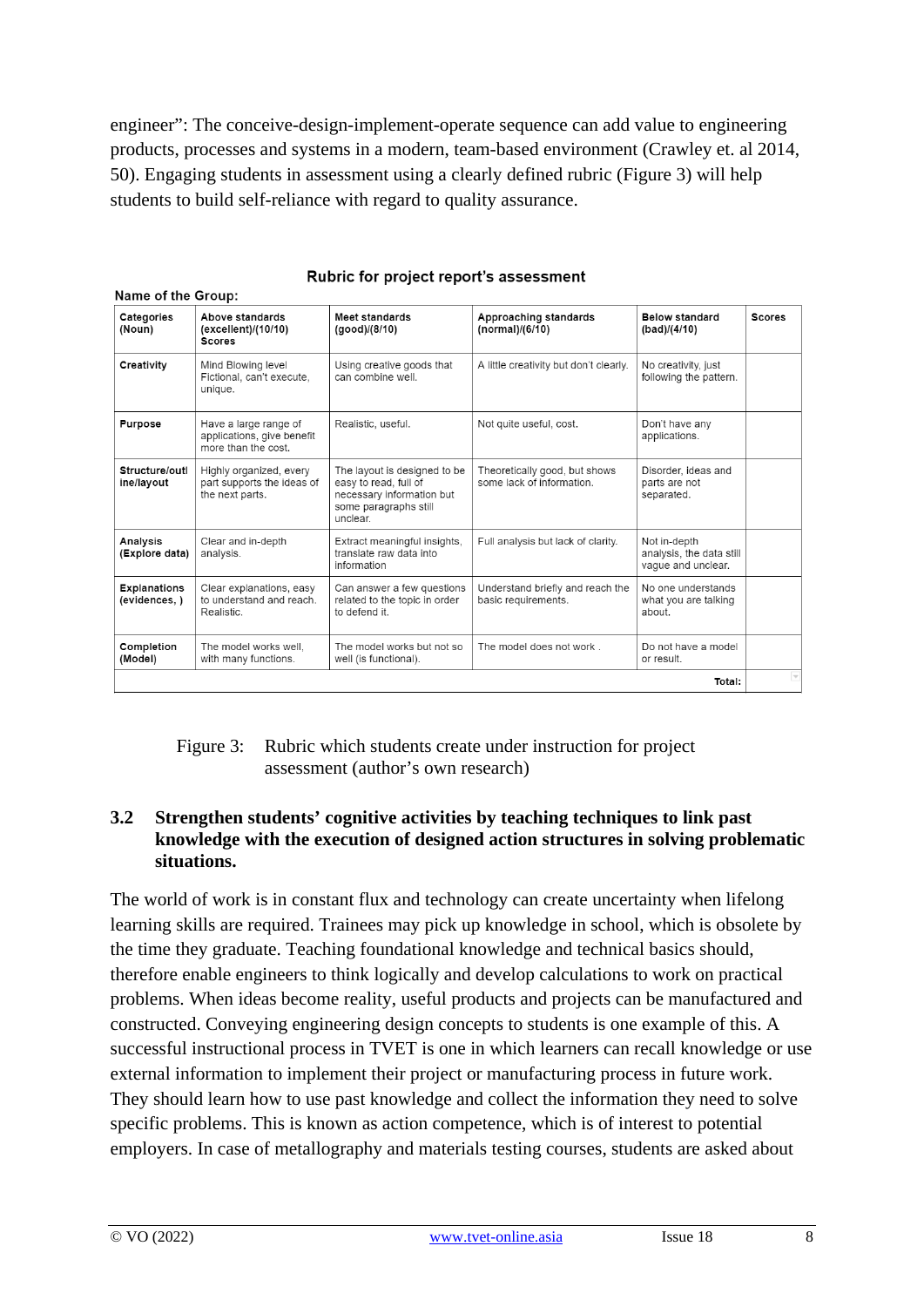engineer": The conceive-design-implement-operate sequence can add value to engineering products, processes and systems in a modern, team-based environment (Crawley et. al 2014, 50). Engaging students in assessment using a clearly defined rubric (Figure 3) will help students to build self-reliance with regard to quality assurance.

**Rubric for project report's assessment**

Name of the Group:

| Categories (Noun) | Above standards (excellent)/(10/10) Scores | Meet standards (good)/(8/10) | Approaching standards (normal)/(6/10) | Below standard (bad)/(4/10) | Scores |
|---|---|---|---|---|---|
| Creativity | Mind Blowing level Fictional, can't execute, unique. | Using creative goods that can combine well. | A little creativity but don't clearly. | No creativity, just following the pattern. | |
| Purpose | Have a large range of applications, give benefit more than the cost. | Realistic, useful. | Not quite useful, cost. | Don't have any applications. | |
| Structure/outline/layout | Highly organized, every part supports the ideas of the next parts. | The layout is designed to be easy to read, full of necessary information but some paragraphs still unclear. | Theoretically good, but shows some lack of information. | Disorder, ideas and parts are not separated. | |
| Analysis (Explore data) | Clear and in-depth analysis. | Extract meaningful insights, translate raw data into information | Full analysis but lack of clarity. | Not in-depth analysis, the data still vague and unclear. | |
| Explanations (evidences, ) | Clear explanations, easy to understand and reach. Realistic. | Can answer a few questions related to the topic in order to defend it. | Understand briefly and reach the basic requirements. | No one understands what you are talking about. | |
| Completion (Model) | The model works well, with many functions. | The model works but not so well (is functional). | The model does not work . | Do not have a model or result. | |
| | | | | Total: | |

Figure 3: Rubric which students create under instruction for project assessment (author's own research)

### 3.2 Strengthen students' cognitive activities by teaching techniques to link past knowledge with the execution of designed action structures in solving problematic situations.

The world of work is in constant flux and technology can create uncertainty when lifelong learning skills are required. Trainees may pick up knowledge in school, which is obsolete by the time they graduate. Teaching foundational knowledge and technical basics should, therefore enable engineers to think logically and develop calculations to work on practical problems. When ideas become reality, useful products and projects can be manufactured and constructed. Conveying engineering design concepts to students is one example of this. A successful instructional process in TVET is one in which learners can recall knowledge or use external information to implement their project or manufacturing process in future work. They should learn how to use past knowledge and collect the information they need to solve specific problems. This is known as action competence, which is of interest to potential employers. In case of metallography and materials testing courses, students are asked about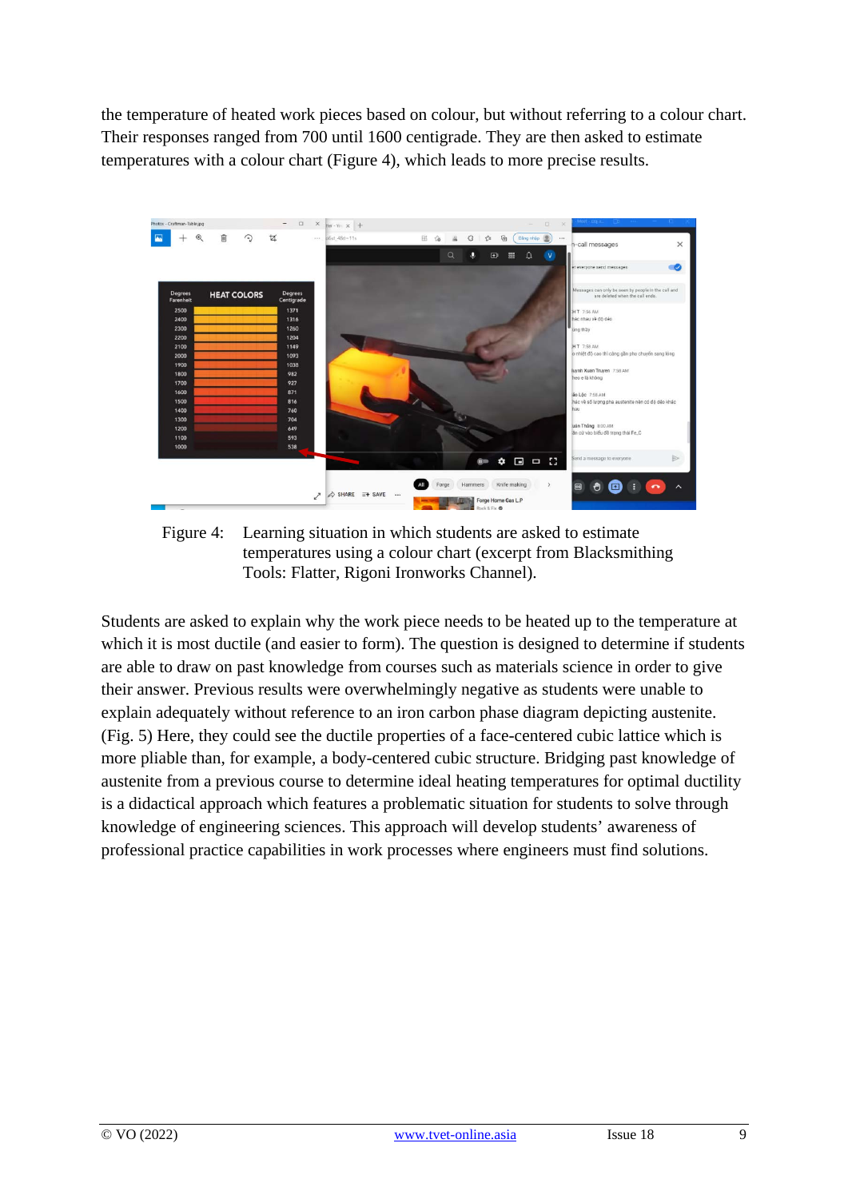the temperature of heated work pieces based on colour, but without referring to a colour chart. Their responses ranged from 700 until 1600 centigrade. They are then asked to estimate temperatures with a colour chart (Figure 4), which leads to more precise results.

Figure 4: Learning situation in which students are asked to estimate temperatures using a colour chart (excerpt from Blacksmithing Tools: Flatter, Rigoni Ironworks Channel).

Students are asked to explain why the work piece needs to be heated up to the temperature at which it is most ductile (and easier to form). The question is designed to determine if students are able to draw on past knowledge from courses such as materials science in order to give their answer. Previous results were overwhelmingly negative as students were unable to explain adequately without reference to an iron carbon phase diagram depicting austenite. (Fig. 5) Here, they could see the ductile properties of a face-centered cubic lattice which is more pliable than, for example, a body-centered cubic structure. Bridging past knowledge of austenite from a previous course to determine ideal heating temperatures for optimal ductility is a didactical approach which features a problematic situation for students to solve through knowledge of engineering sciences. This approach will develop students' awareness of professional practice capabilities in work processes where engineers must find solutions.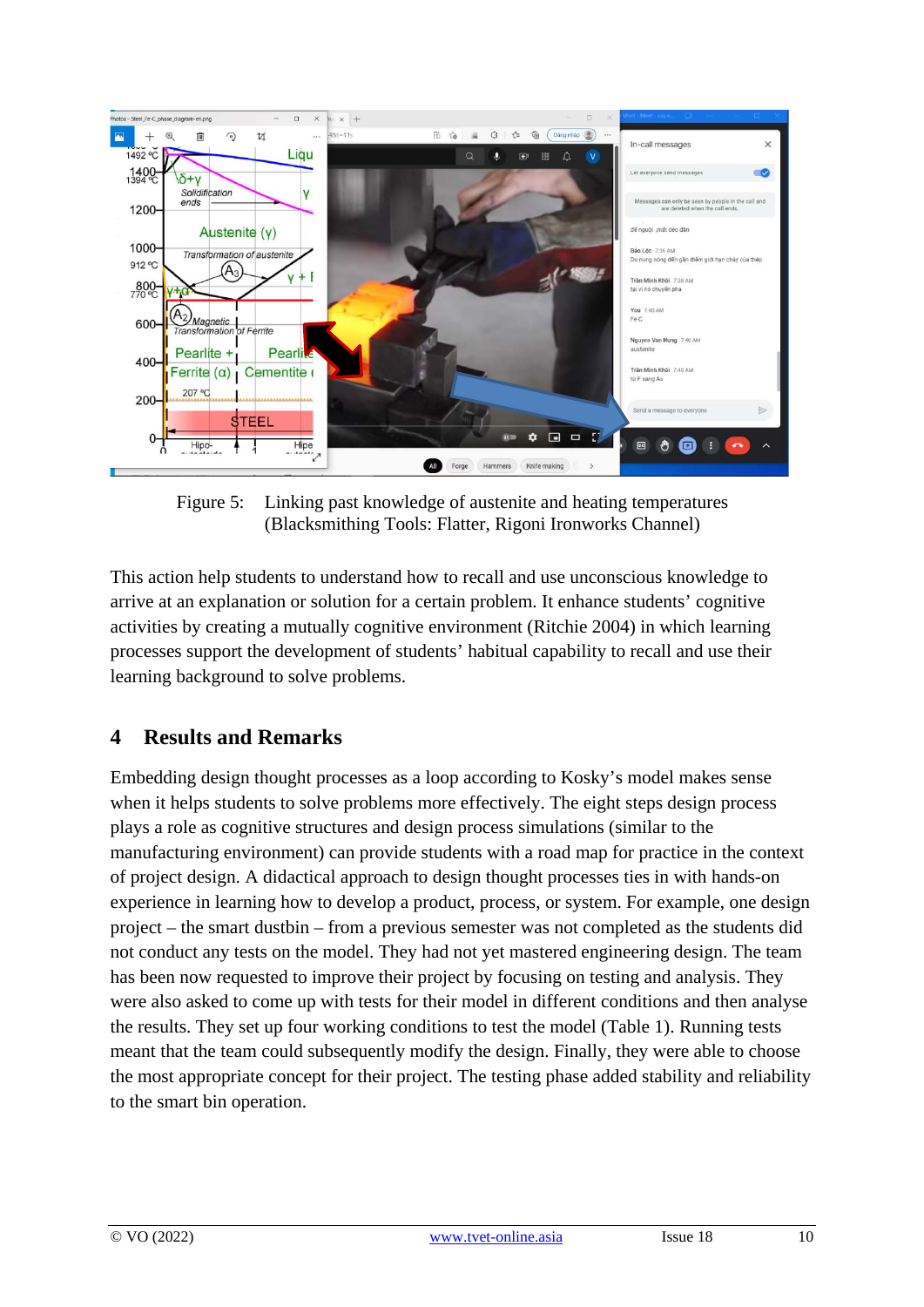Figure 5: Linking past knowledge of austenite and heating temperatures (Blacksmithing Tools: Flatter, Rigoni Ironworks Channel)

This action help students to understand how to recall and use unconscious knowledge to arrive at an explanation or solution for a certain problem. It enhances students' cognitive activities by creating a mutually cognitive environment (Ritchie 2004) in which learning processes support the development of students' habitual capability to recall and use their learning background to solve problems.

## 4 Results and Remarks

Embedding design thought processes as a loop according to Kosky's model makes sense when it helps students to solve problems more effectively. The eight steps design process plays a role as cognitive structures and design process simulations (similar to the manufacturing environment) can provide students with a road map for practice in the context of project design. A didactical approach to design thought processes ties in with hands-on experience in learning how to develop a product, process, or system. For example, one design project – the smart dustbin – from a previous semester was not completed as the students did not conduct any tests on the model. They had not yet mastered engineering design. The team has been now requested to improve their project by focusing on testing and analysis. They were also asked to come up with tests for their model in different conditions and then analyse the results. They set up four working conditions to test the model (Table 1). Running tests meant that the team could subsequently modify the design. Finally, they were able to choose the most appropriate concept for their project. The testing phase added stability and reliability to the smart bin operation.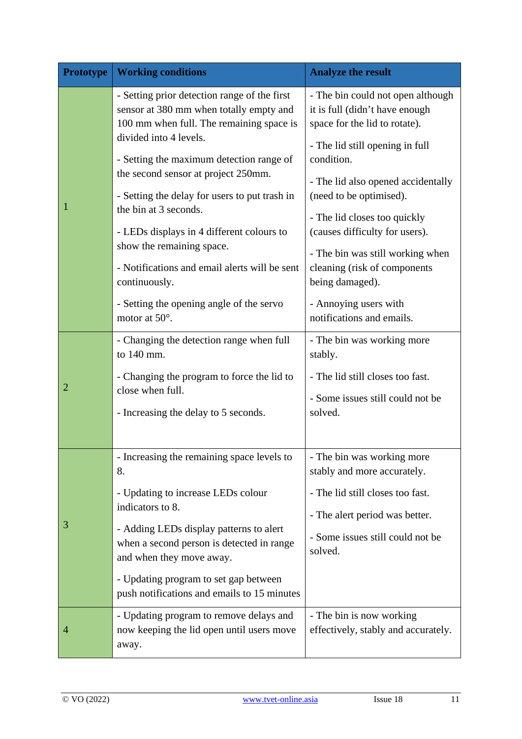| Prototype | Working conditions | Analyze the result |
|---|---|---|
| 1 | - Setting prior detection range of the first sensor at 380 mm when totally empty and 100 mm when full. The remaining space is divided into 4 levels.<br>- Setting the maximum detection range of the second sensor at project 250mm.<br>- Setting the delay for users to put trash in the bin at 3 seconds.<br>- LEDs displays in 4 different colours to show the remaining space.<br>- Notifications and email alerts will be sent continuously.<br>- Setting the opening angle of the servo motor at 50°. | - The bin could not open although it is full (didn't have enough space for the lid to rotate).<br>- The lid still opening in full condition.<br>- The lid also opened accidentally (need to be optimised).<br>- The lid closes too quickly (causes difficulty for users).<br>- The bin was still working when cleaning (risk of components being damaged).<br>- Annoying users with notifications and emails. |
| 2 | - Changing the detection range when full to 140 mm.<br>- Changing the program to force the lid to close when full.<br>- Increasing the delay to 5 seconds. | - The bin was working more stably.<br>- The lid still closes too fast.<br>- Some issues still could not be solved. |
| 3 | - Increasing the remaining space levels to 8.<br>- Updating to increase LEDs colour indicators to 8.<br>- Adding LEDs display patterns to alert when a second person is detected in range and when they move away.<br>- Updating program to set gap between push notifications and emails to 15 minutes | - The bin was working more stably and more accurately.<br>- The lid still closes too fast.<br>- The alert period was better.<br>- Some issues still could not be solved. |
| 4 | - Updating program to remove delays and now keeping the lid open until users move away. | - The bin is now working effectively, stably and accurately. |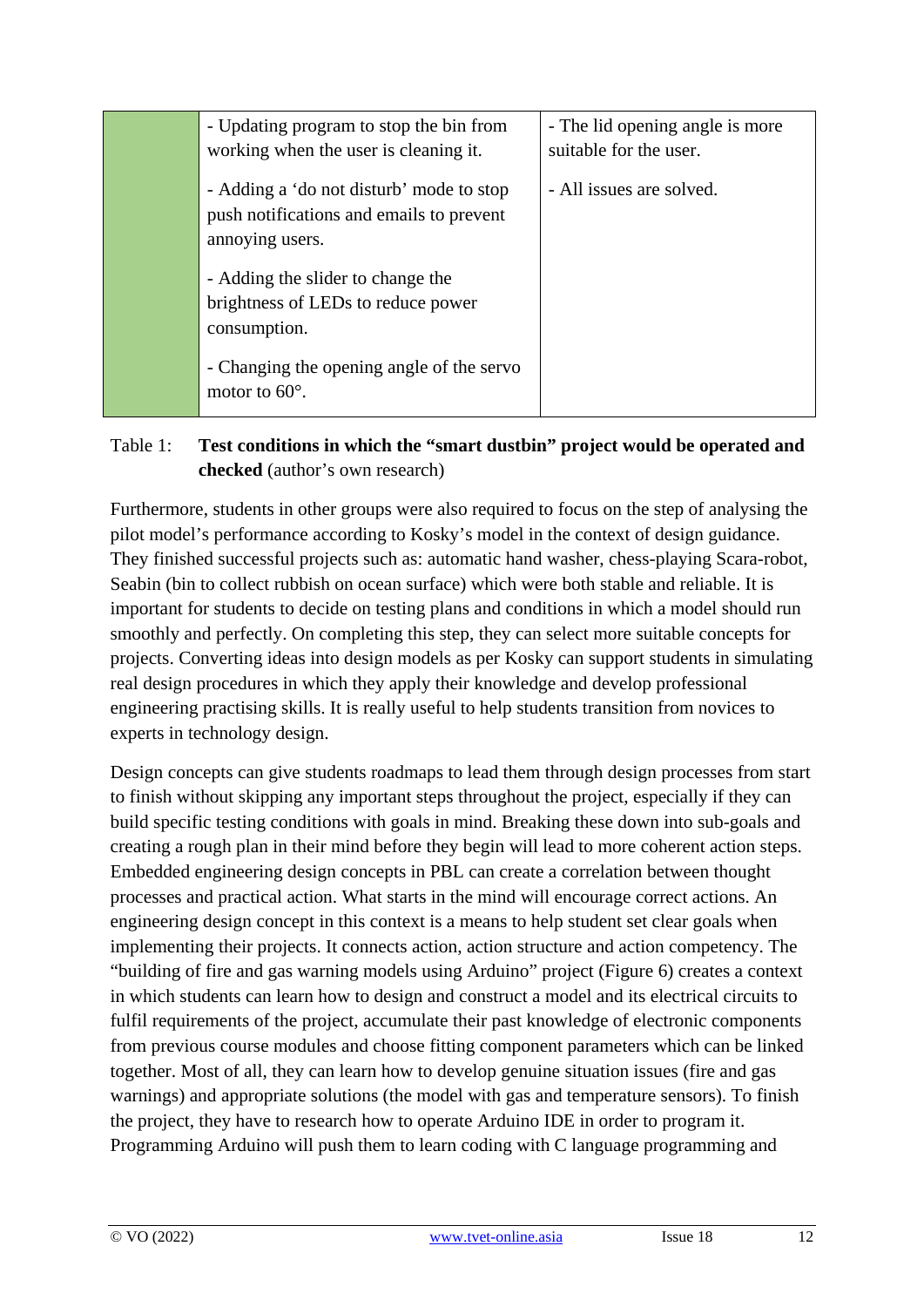| | | |
|---|---|---|
| | - Updating program to stop the bin from working when the user is cleaning it.<br><br>- Adding a ‘do not disturb’ mode to stop push notifications and emails to prevent annoying users.<br><br>- Adding the slider to change the brightness of LEDs to reduce power consumption.<br><br>- Changing the opening angle of the servo motor to 60°. | - The lid opening angle is more suitable for the user.<br><br>- All issues are solved. |

Table 1: **Test conditions in which the “smart dustbin” project would be operated and checked** (author’s own research)

Furthermore, students in other groups were also required to focus on the step of analysing the pilot model’s performance according to Kosky’s model in the context of design guidance. They finished successful projects such as: automatic hand washer, chess-playing Scara-robot, Seabin (bin to collect rubbish on ocean surface) which were both stable and reliable. It is important for students to decide on testing plans and conditions in which a model should run smoothly and perfectly. On completing this step, they can select more suitable concepts for projects. Converting ideas into design models as per Kosky can support students in simulating real design procedures in which they apply their knowledge and develop professional engineering practising skills. It is really useful to help students transition from novices to experts in technology design.

Design concepts can give students roadmaps to lead them through design processes from start to finish without skipping any important steps throughout the project, especially if they can build specific testing conditions with goals in mind. Breaking these down into sub-goals and creating a rough plan in their mind before they begin will lead to more coherent action steps. Embedded engineering design concepts in PBL can create a correlation between thought processes and practical action. What starts in the mind will encourage correct actions. An engineering design concept in this context is a means to help student set clear goals when implementing their projects. It connects action, action structure and action competency. The “building of fire and gas warning models using Arduino” project (Figure 6) creates a context in which students can learn how to design and construct a model and its electrical circuits to fulfil requirements of the project, accumulate their past knowledge of electronic components from previous course modules and choose fitting component parameters which can be linked together. Most of all, they can learn how to develop genuine situation issues (fire and gas warnings) and appropriate solutions (the model with gas and temperature sensors). To finish the project, they have to research how to operate Arduino IDE in order to program it. Programming Arduino will push them to learn coding with C language programming and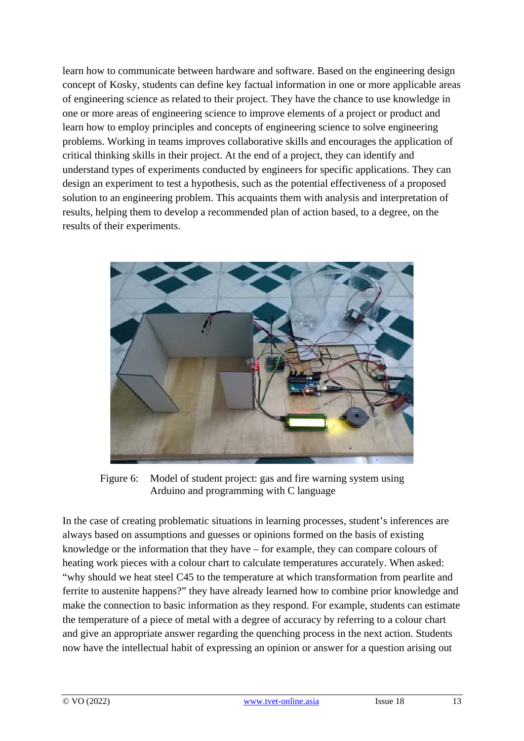learn how to communicate between hardware and software. Based on the engineering design concept of Kosky, students can define key factual information in one or more applicable areas of engineering science as related to their project. They have the chance to use knowledge in one or more areas of engineering science to improve elements of a project or product and learn how to employ principles and concepts of engineering science to solve engineering problems. Working in teams improves collaborative skills and encourages the application of critical thinking skills in their project. At the end of a project, they can identify and understand types of experiments conducted by engineers for specific applications. They can design an experiment to test a hypothesis, such as the potential effectiveness of a proposed solution to an engineering problem. This acquaints them with analysis and interpretation of results, helping them to develop a recommended plan of action based, to a degree, on the results of their experiments.

Figure 6: Model of student project: gas and fire warning system using Arduino and programming with C language

In the case of creating problematic situations in learning processes, student's inferences are always based on assumptions and guesses or opinions formed on the basis of existing knowledge or the information that they have – for example, they can compare colours of heating work pieces with a colour chart to calculate temperatures accurately. When asked: "why should we heat steel C45 to the temperature at which transformation from pearlite and ferrite to austenite happens?" they have already learned how to combine prior knowledge and make the connection to basic information as they respond. For example, students can estimate the temperature of a piece of metal with a degree of accuracy by referring to a colour chart and give an appropriate answer regarding the quenching process in the next action. Students now have the intellectual habit of expressing an opinion or answer for a question arising out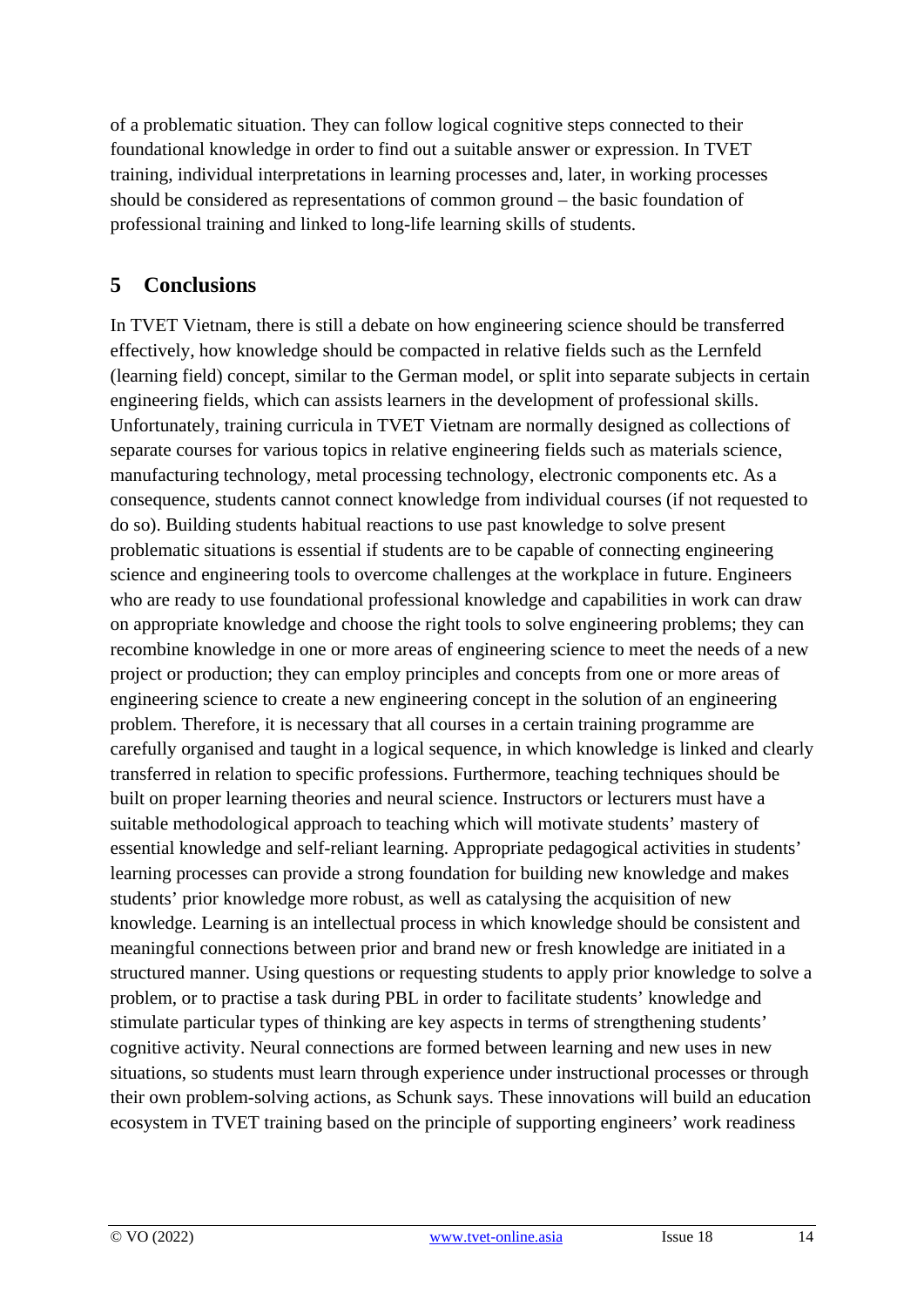of a problematic situation. They can follow logical cognitive steps connected to their foundational knowledge in order to find out a suitable answer or expression. In TVET training, individual interpretations in learning processes and, later, in working processes should be considered as representations of common ground – the basic foundation of professional training and linked to long-life learning skills of students.

## 5 Conclusions

In TVET Vietnam, there is still a debate on how engineering science should be transferred effectively, how knowledge should be compacted in relative fields such as the Lernfeld (learning field) concept, similar to the German model, or split into separate subjects in certain engineering fields, which can assists learners in the development of professional skills. Unfortunately, training curricula in TVET Vietnam are normally designed as collections of separate courses for various topics in relative engineering fields such as materials science, manufacturing technology, metal processing technology, electronic components etc. As a consequence, students cannot connect knowledge from individual courses (if not requested to do so). Building students habitual reactions to use past knowledge to solve present problematic situations is essential if students are to be capable of connecting engineering science and engineering tools to overcome challenges at the workplace in future. Engineers who are ready to use foundational professional knowledge and capabilities in work can draw on appropriate knowledge and choose the right tools to solve engineering problems; they can recombine knowledge in one or more areas of engineering science to meet the needs of a new project or production; they can employ principles and concepts from one or more areas of engineering science to create a new engineering concept in the solution of an engineering problem. Therefore, it is necessary that all courses in a certain training programme are carefully organised and taught in a logical sequence, in which knowledge is linked and clearly transferred in relation to specific professions. Furthermore, teaching techniques should be built on proper learning theories and neural science. Instructors or lecturers must have a suitable methodological approach to teaching which will motivate students' mastery of essential knowledge and self-reliant learning. Appropriate pedagogical activities in students' learning processes can provide a strong foundation for building new knowledge and makes students' prior knowledge more robust, as well as catalysing the acquisition of new knowledge. Learning is an intellectual process in which knowledge should be consistent and meaningful connections between prior and brand new or fresh knowledge are initiated in a structured manner. Using questions or requesting students to apply prior knowledge to solve a problem, or to practise a task during PBL in order to facilitate students' knowledge and stimulate particular types of thinking are key aspects in terms of strengthening students' cognitive activity. Neural connections are formed between learning and new uses in new situations, so students must learn through experience under instructional processes or through their own problem-solving actions, as Schunk says. These innovations will build an education ecosystem in TVET training based on the principle of supporting engineers' work readiness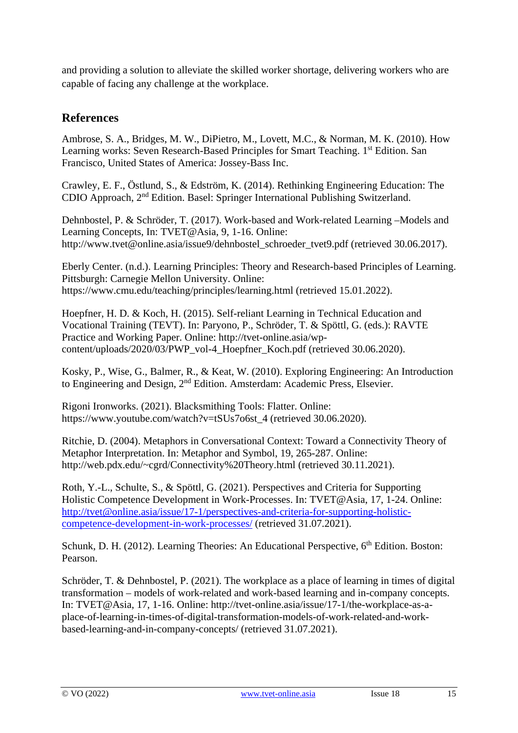and providing a solution to alleviate the skilled worker shortage, delivering workers who are capable of facing any challenge at the workplace.

## References

Ambrose, S. A., Bridges, M. W., DiPietro, M., Lovett, M.C., & Norman, M. K. (2010). How Learning works: Seven Research-Based Principles for Smart Teaching. 1st Edition. San Francisco, United States of America: Jossey-Bass Inc.

Crawley, E. F., Östlund, S., & Edström, K. (2014). Rethinking Engineering Education: The CDIO Approach, 2nd Edition. Basel: Springer International Publishing Switzerland.

Dehnbostel, P. & Schröder, T. (2017). Work-based and Work-related Learning –Models and Learning Concepts, In: TVET@Asia, 9, 1-16. Online: http://www.tvet@online.asia/issue9/dehnbostel_schroeder_tvet9.pdf (retrieved 30.06.2017).

Eberly Center. (n.d.). Learning Principles: Theory and Research-based Principles of Learning. Pittsburgh: Carnegie Mellon University. Online: https://www.cmu.edu/teaching/principles/learning.html (retrieved 15.01.2022).

Hoepfner, H. D. & Koch, H. (2015). Self-reliant Learning in Technical Education and Vocational Training (TEVT). In: Paryono, P., Schröder, T. & Spöttl, G. (eds.): RAVTE Practice and Working Paper. Online: http://tvet-online.asia/wp-content/uploads/2020/03/PWP_vol-4_Hoepfner_Koch.pdf (retrieved 30.06.2020).

Kosky, P., Wise, G., Balmer, R., & Keat, W. (2010). Exploring Engineering: An Introduction to Engineering and Design, 2nd Edition. Amsterdam: Academic Press, Elsevier.

Rigoni Ironworks. (2021). Blacksmithing Tools: Flatter. Online: https://www.youtube.com/watch?v=tSUs7o6st_4 (retrieved 30.06.2020).

Ritchie, D. (2004). Metaphors in Conversational Context: Toward a Connectivity Theory of Metaphor Interpretation. In: Metaphor and Symbol, 19, 265-287. Online: http://web.pdx.edu/~cgrd/Connectivity%20Theory.html (retrieved 30.11.2021).

Roth, Y.-L., Schulte, S., & Spöttl, G. (2021). Perspectives and Criteria for Supporting Holistic Competence Development in Work-Processes. In: TVET@Asia, 17, 1-24. Online: http://tvet@online.asia/issue/17-1/perspectives-and-criteria-for-supporting-holistic-competence-development-in-work-processes/ (retrieved 31.07.2021).

Schunk, D. H. (2012). Learning Theories: An Educational Perspective, 6th Edition. Boston: Pearson.

Schröder, T. & Dehnbostel, P. (2021). The workplace as a place of learning in times of digital transformation – models of work-related and work-based learning and in-company concepts. In: TVET@Asia, 17, 1-16. Online: http://tvet-online.asia/issue/17-1/the-workplace-as-a-place-of-learning-in-times-of-digital-transformation-models-of-work-related-and-work-based-learning-and-in-company-concepts/ (retrieved 31.07.2021).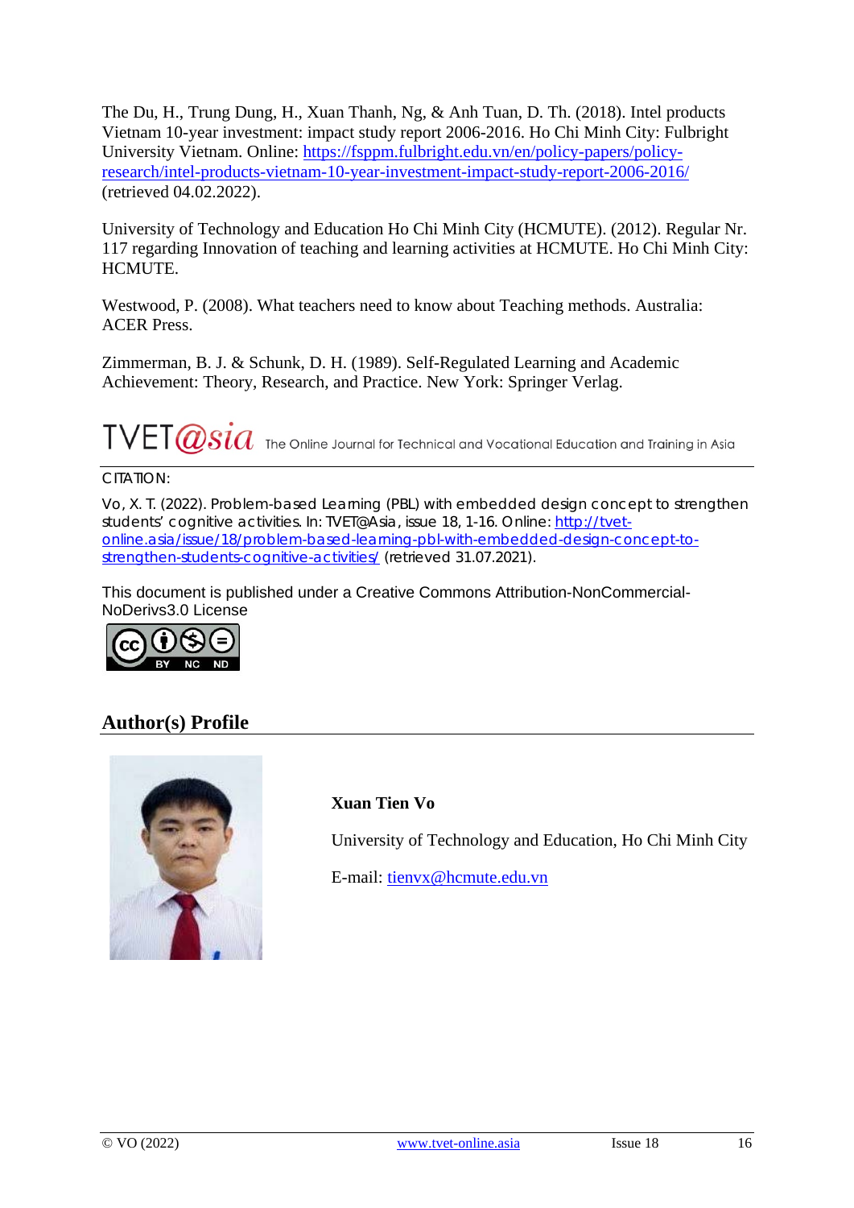The Du, H., Trung Dung, H., Xuan Thanh, Ng, & Anh Tuan, D. Th. (2018). Intel products Vietnam 10-year investment: impact study report 2006-2016. Ho Chi Minh City: Fulbright University Vietnam. Online: https://fsppm.fulbright.edu.vn/en/policy-papers/policy-research/intel-products-vietnam-10-year-investment-impact-study-report-2006-2016/ (retrieved 04.02.2022).

University of Technology and Education Ho Chi Minh City (HCMUTE). (2012). Regular Nr. 117 regarding Innovation of teaching and learning activities at HCMUTE. Ho Chi Minh City: HCMUTE.

Westwood, P. (2008). What teachers need to know about Teaching methods. Australia: ACER Press.

Zimmerman, B. J. & Schunk, D. H. (1989). Self-Regulated Learning and Academic Achievement: Theory, Research, and Practice. New York: Springer Verlag.

TVET@sia The Online Journal for Technical and Vocational Education and Training in Asia

CITATION:

Vo, X. T. (2022). Problem-based Learning (PBL) with embedded design concept to strengthen students' cognitive activities. In: TVET@Asia, issue 18, 1-16. Online: http://tvet-online.asia/issue/18/problem-based-learning-pbl-with-embedded-design-concept-to-strengthen-students-cognitive-activities/ (retrieved 31.07.2021).

This document is published under a Creative Commons Attribution-NonCommercial-NoDerivs3.0 License

## Author(s) Profile

**Xuan Tien Vo**

University of Technology and Education, Ho Chi Minh City

E-mail: tienvx@hcmute.edu.vn